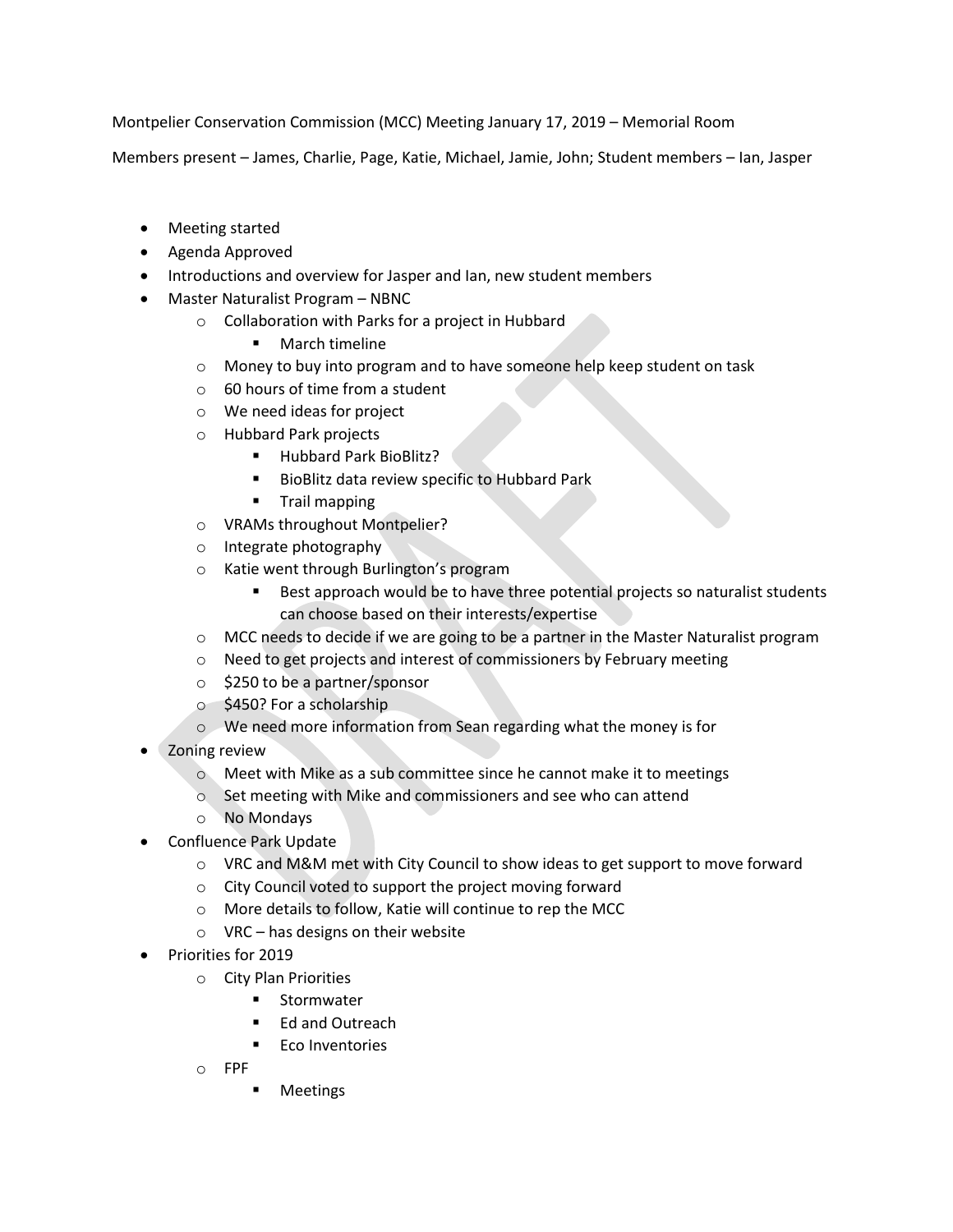Montpelier Conservation Commission (MCC) Meeting January 17, 2019 – Memorial Room

Members present – James, Charlie, Page, Katie, Michael, Jamie, John; Student members – Ian, Jasper

- Meeting started
- Agenda Approved
- Introductions and overview for Jasper and Ian, new student members
- Master Naturalist Program – NBNC
  - Collaboration with Parks for a project in Hubbard
    - March timeline
  - Money to buy into program and to have someone help keep student on task
  - 60 hours of time from a student
  - We need ideas for project
  - Hubbard Park projects
    - Hubbard Park BioBlitz?
    - BioBlitz data review specific to Hubbard Park
    - Trail mapping
  - VRAMs throughout Montpelier?
  - Integrate photography
  - Katie went through Burlington's program
    - Best approach would be to have three potential projects so naturalist students can choose based on their interests/expertise
  - MCC needs to decide if we are going to be a partner in the Master Naturalist program
  - Need to get projects and interest of commissioners by February meeting
  - $250 to be a partner/sponsor
  - $450? For a scholarship
  - We need more information from Sean regarding what the money is for
- Zoning review
  - Meet with Mike as a sub committee since he cannot make it to meetings
  - Set meeting with Mike and commissioners and see who can attend
  - No Mondays
- Confluence Park Update
  - VRC and M&M met with City Council to show ideas to get support to move forward
  - City Council voted to support the project moving forward
  - More details to follow, Katie will continue to rep the MCC
  - VRC – has designs on their website
- Priorities for 2019
  - City Plan Priorities
    - Stormwater
    - Ed and Outreach
    - Eco Inventories
  - FPF
    - Meetings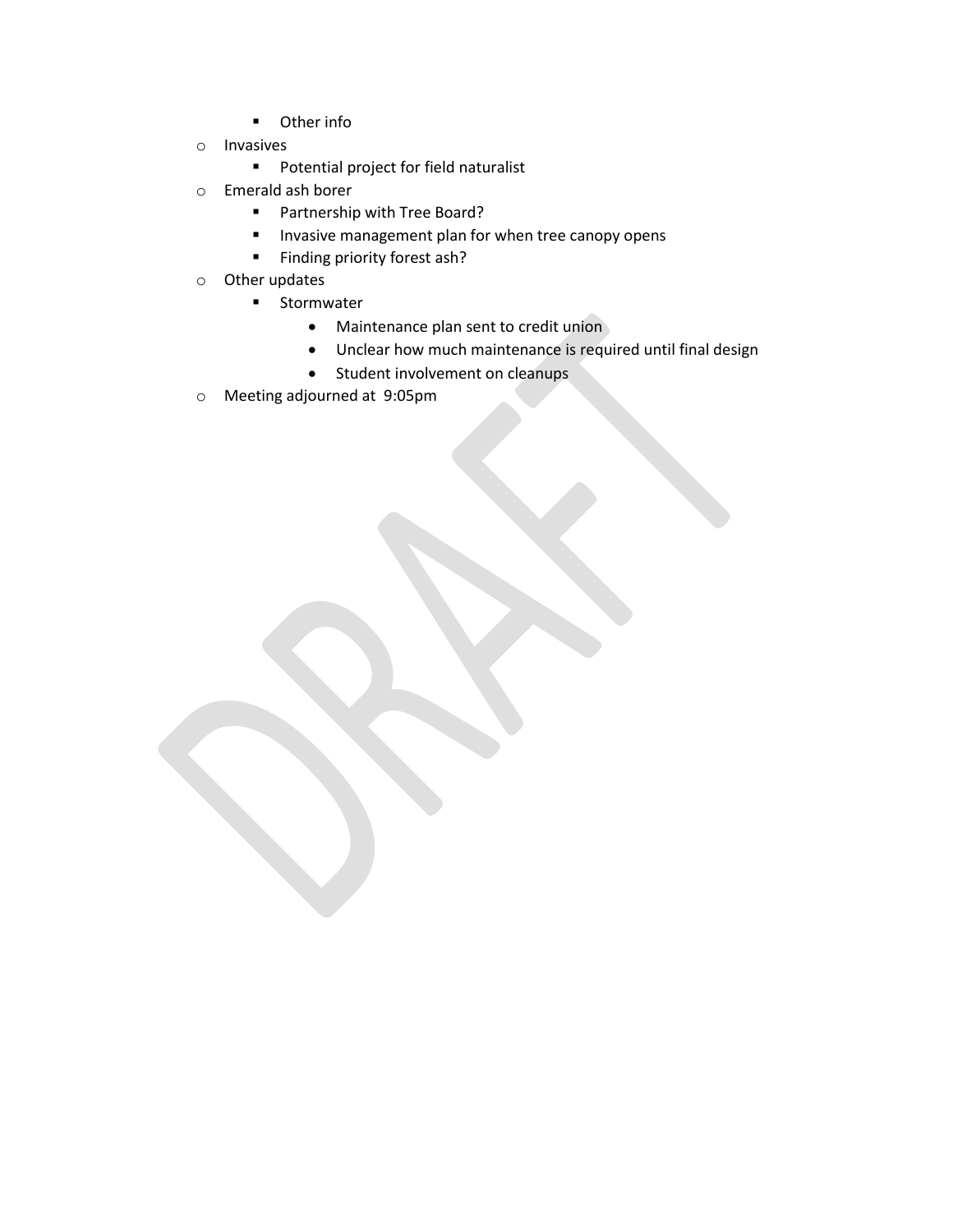- Other info
  - Invasives
      - Potential project for field naturalist
  - Emerald ash borer
      - Partnership with Tree Board?
      - Invasive management plan for when tree canopy opens
      - Finding priority forest ash?
  - Other updates
      - Stormwater
          - Maintenance plan sent to credit union
          - Unclear how much maintenance is required until final design
          - Student involvement on cleanups
  - Meeting adjourned at 9:05pm